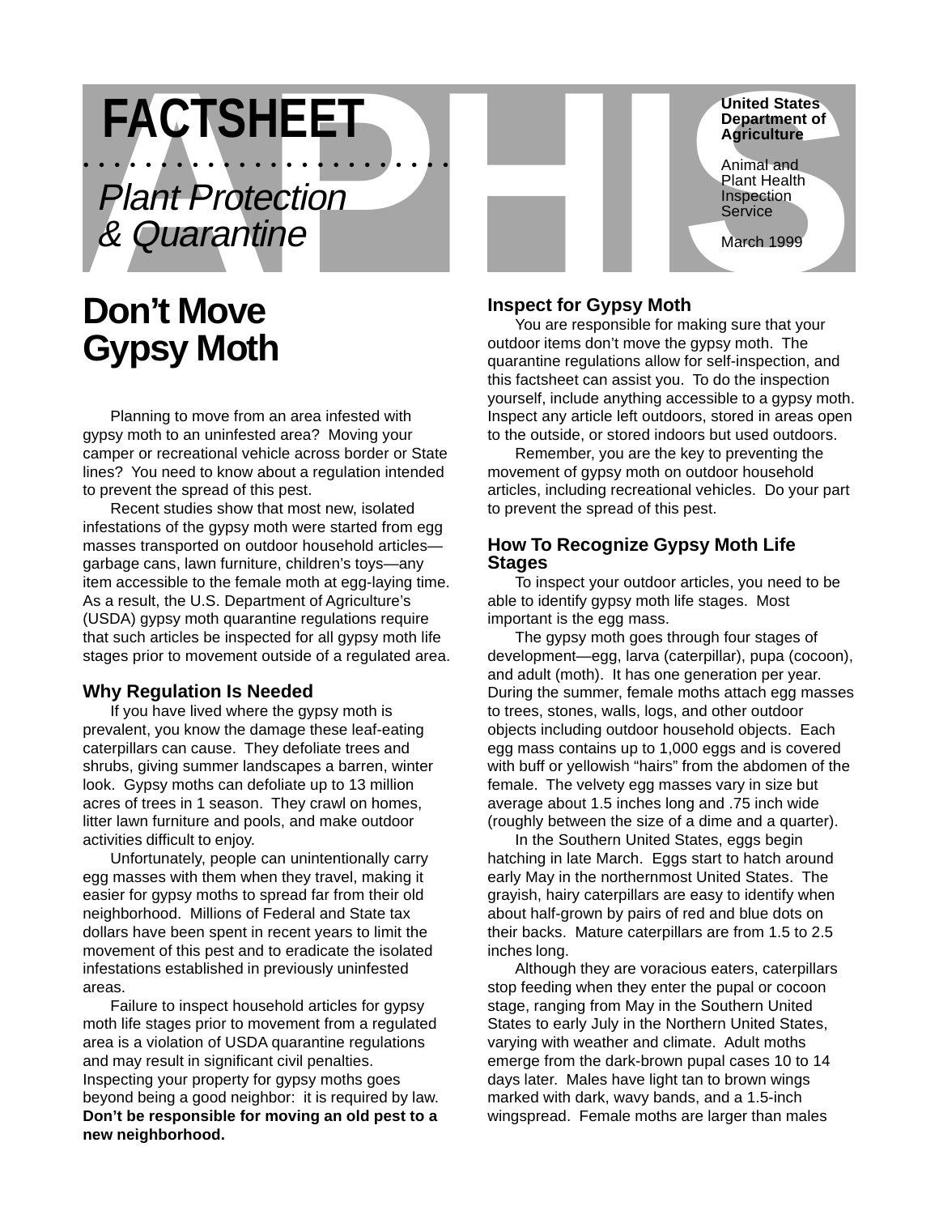# FACTSHEET

*Plant Protection & Quarantine*

**United States Department of Agriculture**

Animal and Plant Health Inspection Service

March 1999

# Don't Move Gypsy Moth

Planning to move from an area infested with gypsy moth to an uninfested area? Moving your camper or recreational vehicle across border or State lines? You need to know about a regulation intended to prevent the spread of this pest.

Recent studies show that most new, isolated infestations of the gypsy moth were started from egg masses transported on outdoor household articles—garbage cans, lawn furniture, children's toys—any item accessible to the female moth at egg-laying time. As a result, the U.S. Department of Agriculture's (USDA) gypsy moth quarantine regulations require that such articles be inspected for all gypsy moth life stages prior to movement outside of a regulated area.

## Why Regulation Is Needed

If you have lived where the gypsy moth is prevalent, you know the damage these leaf-eating caterpillars can cause. They defoliate trees and shrubs, giving summer landscapes a barren, winter look. Gypsy moths can defoliate up to 13 million acres of trees in 1 season. They crawl on homes, litter lawn furniture and pools, and make outdoor activities difficult to enjoy.

Unfortunately, people can unintentionally carry egg masses with them when they travel, making it easier for gypsy moths to spread far from their old neighborhood. Millions of Federal and State tax dollars have been spent in recent years to limit the movement of this pest and to eradicate the isolated infestations established in previously uninfested areas.

Failure to inspect household articles for gypsy moth life stages prior to movement from a regulated area is a violation of USDA quarantine regulations and may result in significant civil penalties. Inspecting your property for gypsy moths goes beyond being a good neighbor: it is required by law. **Don't be responsible for moving an old pest to a new neighborhood.**

## Inspect for Gypsy Moth

You are responsible for making sure that your outdoor items don't move the gypsy moth. The quarantine regulations allow for self-inspection, and this factsheet can assist you. To do the inspection yourself, include anything accessible to a gypsy moth. Inspect any article left outdoors, stored in areas open to the outside, or stored indoors but used outdoors.

Remember, you are the key to preventing the movement of gypsy moth on outdoor household articles, including recreational vehicles. Do your part to prevent the spread of this pest.

## How To Recognize Gypsy Moth Life Stages

To inspect your outdoor articles, you need to be able to identify gypsy moth life stages. Most important is the egg mass.

The gypsy moth goes through four stages of development—egg, larva (caterpillar), pupa (cocoon), and adult (moth). It has one generation per year. During the summer, female moths attach egg masses to trees, stones, walls, logs, and other outdoor objects including outdoor household objects. Each egg mass contains up to 1,000 eggs and is covered with buff or yellowish "hairs" from the abdomen of the female. The velvety egg masses vary in size but average about 1.5 inches long and .75 inch wide (roughly between the size of a dime and a quarter).

In the Southern United States, eggs begin hatching in late March. Eggs start to hatch around early May in the northernmost United States. The grayish, hairy caterpillars are easy to identify when about half-grown by pairs of red and blue dots on their backs. Mature caterpillars are from 1.5 to 2.5 inches long.

Although they are voracious eaters, caterpillars stop feeding when they enter the pupal or cocoon stage, ranging from May in the Southern United States to early July in the Northern United States, varying with weather and climate. Adult moths emerge from the dark-brown pupal cases 10 to 14 days later. Males have light tan to brown wings marked with dark, wavy bands, and a 1.5-inch wingspread. Female moths are larger than males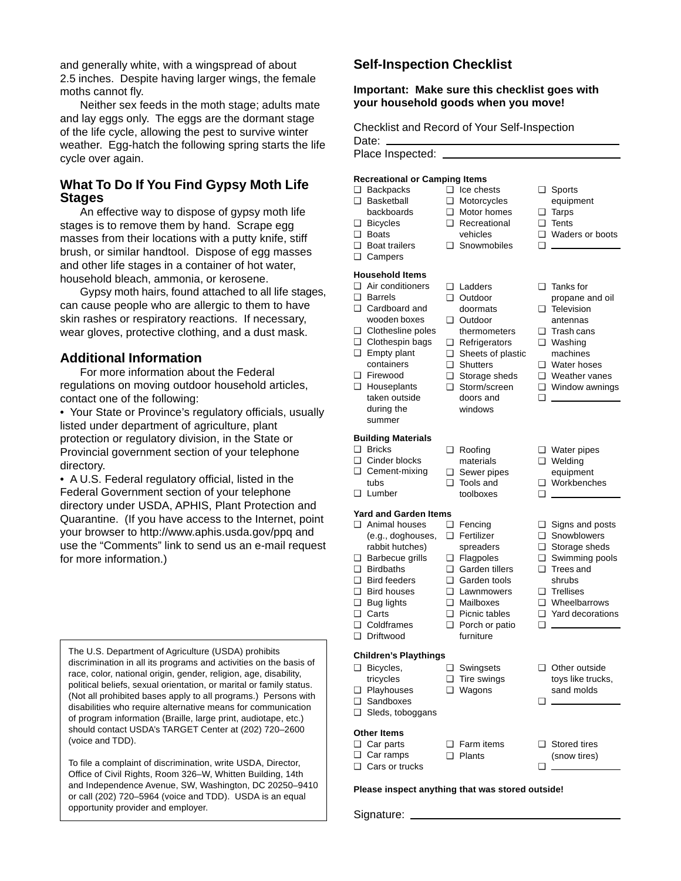and generally white, with a wingspread of about 2.5 inches. Despite having larger wings, the female moths cannot fly.

Neither sex feeds in the moth stage; adults mate and lay eggs only. The eggs are the dormant stage of the life cycle, allowing the pest to survive winter weather. Egg-hatch the following spring starts the life cycle over again.

## What To Do If You Find Gypsy Moth Life Stages

An effective way to dispose of gypsy moth life stages is to remove them by hand. Scrape egg masses from their locations with a putty knife, stiff brush, or similar handtool. Dispose of egg masses and other life stages in a container of hot water, household bleach, ammonia, or kerosene.

Gypsy moth hairs, found attached to all life stages, can cause people who are allergic to them to have skin rashes or respiratory reactions. If necessary, wear gloves, protective clothing, and a dust mask.

## Additional Information

For more information about the Federal regulations on moving outdoor household articles, contact one of the following:

- Your State or Province's regulatory officials, usually listed under department of agriculture, plant protection or regulatory division, in the State or Provincial government section of your telephone directory.
- A U.S. Federal regulatory official, listed in the Federal Government section of your telephone directory under USDA, APHIS, Plant Protection and Quarantine. (If you have access to the Internet, point your browser to http://www.aphis.usda.gov/ppq and use the "Comments" link to send us an e-mail request for more information.)

The U.S. Department of Agriculture (USDA) prohibits discrimination in all its programs and activities on the basis of race, color, national origin, gender, religion, age, disability, political beliefs, sexual orientation, or marital or family status. (Not all prohibited bases apply to all programs.) Persons with disabilities who require alternative means for communication of program information (Braille, large print, audiotape, etc.) should contact USDA's TARGET Center at (202) 720–2600 (voice and TDD).

To file a complaint of discrimination, write USDA, Director, Office of Civil Rights, Room 326–W, Whitten Building, 14th and Independence Avenue, SW, Washington, DC 20250–9410 or call (202) 720–5964 (voice and TDD). USDA is an equal opportunity provider and employer.

## Self-Inspection Checklist

**Important: Make sure this checklist goes with your household goods when you move!**

Checklist and Record of Your Self-Inspection

Date: ____________________

Place Inspected: ____________________

**Recreational or Camping Items**

- ❑ Backpacks
- ❑ Basketball backboards
- ❑ Bicycles
- ❑ Boats
- ❑ Boat trailers
- ❑ Campers
- ❑ Ice chests
- ❑ Motorcycles
- ❑ Motor homes
- ❑ Recreational vehicles
- ❑ Snowmobiles
- ❑ Sports equipment
- ❑ Tarps
- ❑ Tents
- ❑ Waders or boots
- ❑ ____________

**Household Items**

- ❑ Air conditioners
- ❑ Barrels
- ❑ Cardboard and wooden boxes
- ❑ Clothesline poles
- ❑ Clothespin bags
- ❑ Empty plant containers
- ❑ Firewood
- ❑ Houseplants taken outside during the summer
- ❑ Ladders
- ❑ Outdoor doormats
- ❑ Outdoor thermometers
- ❑ Refrigerators
- ❑ Sheets of plastic
- ❑ Shutters
- ❑ Storage sheds
- ❑ Storm/screen doors and windows
- ❑ Tanks for propane and oil
- ❑ Television antennas
- ❑ Trash cans
- ❑ Washing machines
- ❑ Water hoses
- ❑ Weather vanes
- ❑ Window awnings
- ❑ ____________

**Building Materials**

- ❑ Bricks
- ❑ Cinder blocks
- ❑ Cement-mixing tubs
- ❑ Lumber
- ❑ Roofing materials
- ❑ Sewer pipes
- ❑ Tools and toolboxes
- ❑ Water pipes
- ❑ Welding equipment
- ❑ Workbenches
- ❑ ____________

**Yard and Garden Items**

- ❑ Animal houses (e.g., doghouses, rabbit hutches)
- ❑ Barbecue grills
- ❑ Birdbaths
- ❑ Bird feeders
- ❑ Bird houses
- ❑ Bug lights
- ❑ Carts
- ❑ Coldframes
- ❑ Driftwood
- ❑ Fencing
- ❑ Fertilizer spreaders
- ❑ Flagpoles
- ❑ Garden tillers
- ❑ Garden tools
- ❑ Lawnmowers
- ❑ Mailboxes
- ❑ Picnic tables
- ❑ Porch or patio furniture
- ❑ Signs and posts
- ❑ Snowblowers
- ❑ Storage sheds
- ❑ Swimming pools
- ❑ Trees and shrubs
- ❑ Trellises
- ❑ Wheelbarrows
- ❑ Yard decorations
- ❑ ____________

**Children's Playthings**

- ❑ Bicycles, tricycles
- ❑ Playhouses
- ❑ Sandboxes
- ❑ Sleds, toboggans
- ❑ Swingsets
- ❑ Tire swings
- ❑ Wagons
- ❑ Other outside toys like trucks, sand molds
- ❑ ____________

**Other Items**

- ❑ Car parts
- ❑ Car ramps
- ❑ Cars or trucks
- ❑ Farm items
- ❑ Plants
- ❑ Stored tires (snow tires)
- ❑ ____________

**Please inspect anything that was stored outside!**

Signature: ____________________